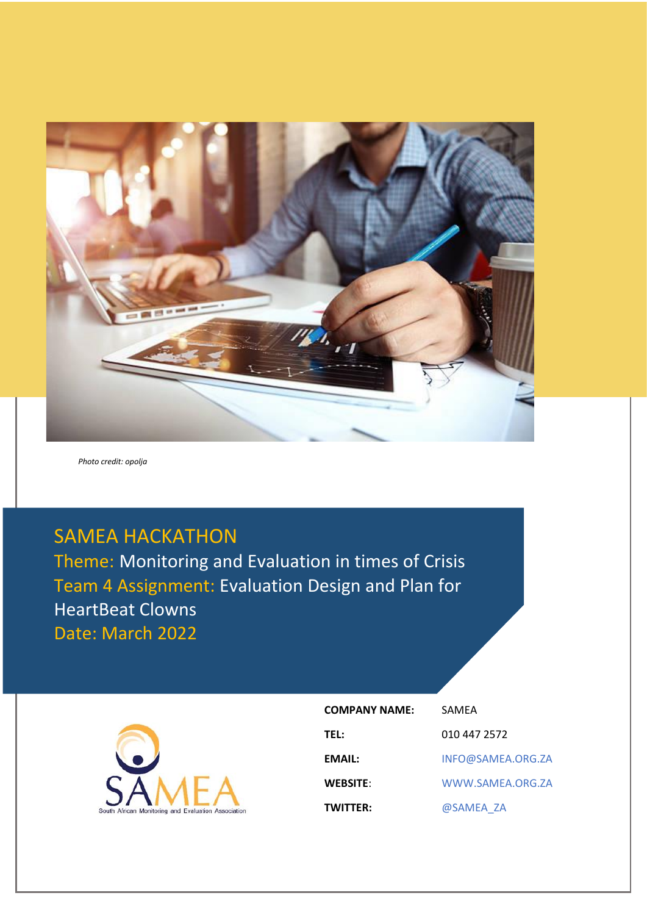*Photo credit: opolja*

# SAMEA HACKATHON

**Theme:** Monitoring and Evaluation in times of Crisis

**Team 4 Assignment:** Evaluation Design and Plan for HeartBeat Clowns

**Date:** March 2022

South African Monitoring and Evaluation Association

| | |
|---|---|
| **COMPANY NAME:** | SAMEA |
| **TEL:** | 010 447 2572 |
| **EMAIL:** | INFO@SAMEA.ORG.ZA |
| **WEBSITE:** | WWW.SAMEA.ORG.ZA |
| **TWITTER:** | @SAMEA_ZA |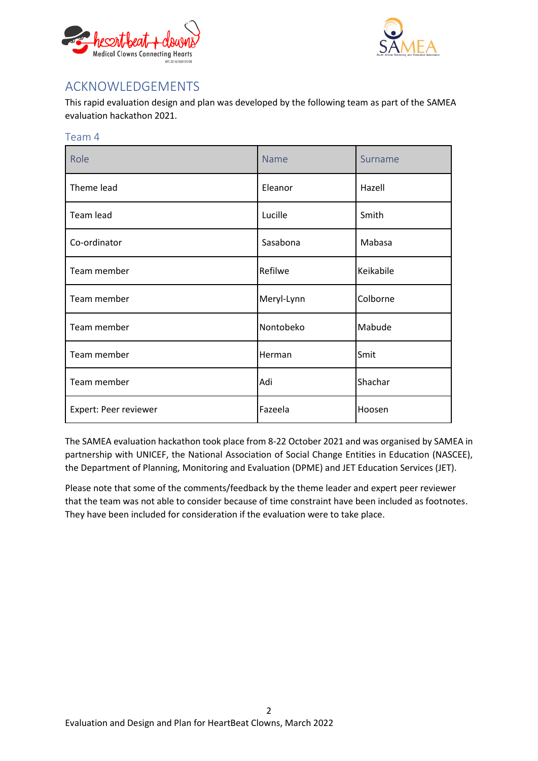# ACKNOWLEDGEMENTS

This rapid evaluation design and plan was developed by the following team as part of the SAMEA evaluation hackathon 2021.

## Team 4

| Role | Name | Surname |
|---|---|---|
| Theme lead | Eleanor | Hazell |
| Team lead | Lucille | Smith |
| Co-ordinator | Sasabona | Mabasa |
| Team member | Refilwe | Keikabile |
| Team member | Meryl-Lynn | Colborne |
| Team member | Nontobeko | Mabude |
| Team member | Herman | Smit |
| Team member | Adi | Shachar |
| Expert: Peer reviewer | Fazeela | Hoosen |

The SAMEA evaluation hackathon took place from 8-22 October 2021 and was organised by SAMEA in partnership with UNICEF, the National Association of Social Change Entities in Education (NASCEE), the Department of Planning, Monitoring and Evaluation (DPME) and JET Education Services (JET).

Please note that some of the comments/feedback by the theme leader and expert peer reviewer that the team was not able to consider because of time constraint have been included as footnotes. They have been included for consideration if the evaluation were to take place.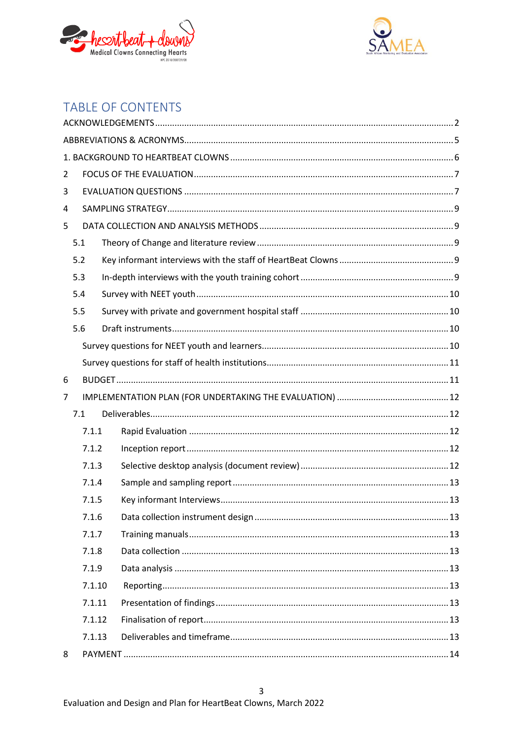# TABLE OF CONTENTS

ACKNOWLEDGEMENTS ........ 2

ABBREVIATIONS & ACRONYMS ........ 5

1. BACKGROUND TO HEARTBEAT CLOWNS ........ 6

2 FOCUS OF THE EVALUATION ........ 7

3 EVALUATION QUESTIONS ........ 7

4 SAMPLING STRATEGY ........ 9

5 DATA COLLECTION AND ANALYSIS METHODS ........ 9

- 5.1 Theory of Change and literature review ........ 9
- 5.2 Key informant interviews with the staff of HeartBeat Clowns ........ 9
- 5.3 In-depth interviews with the youth training cohort ........ 9
- 5.4 Survey with NEET youth ........ 10
- 5.5 Survey with private and government hospital staff ........ 10
- 5.6 Draft instruments ........ 10
  - Survey questions for NEET youth and learners ........ 10
  - Survey questions for staff of health institutions ........ 11

6 BUDGET ........ 11

7 IMPLEMENTATION PLAN (FOR UNDERTAKING THE EVALUATION) ........ 12

- 7.1 Deliverables ........ 12
  - 7.1.1 Rapid Evaluation ........ 12
  - 7.1.2 Inception report ........ 12
  - 7.1.3 Selective desktop analysis (document review) ........ 12
  - 7.1.4 Sample and sampling report ........ 13
  - 7.1.5 Key informant Interviews ........ 13
  - 7.1.6 Data collection instrument design ........ 13
  - 7.1.7 Training manuals ........ 13
  - 7.1.8 Data collection ........ 13
  - 7.1.9 Data analysis ........ 13
  - 7.1.10 Reporting ........ 13
  - 7.1.11 Presentation of findings ........ 13
  - 7.1.12 Finalisation of report ........ 13
  - 7.1.13 Deliverables and timeframe ........ 13

8 PAYMENT ........ 14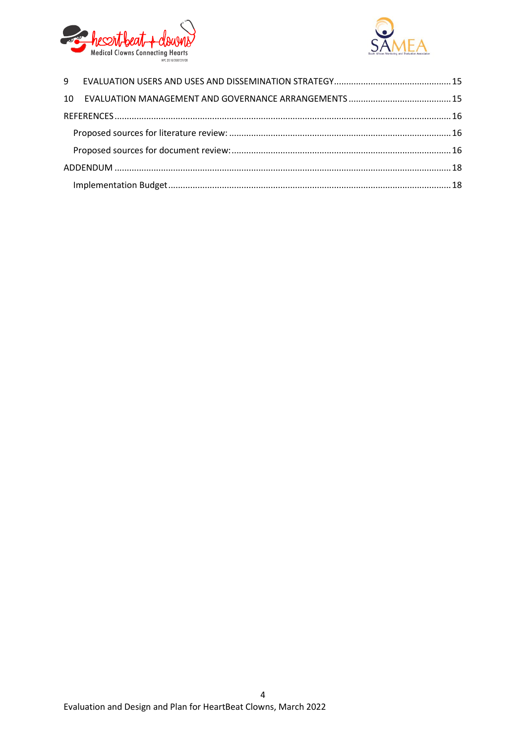9 EVALUATION USERS AND USES AND DISSEMINATION STRATEGY ........ 15

10 EVALUATION MANAGEMENT AND GOVERNANCE ARRANGEMENTS ........ 15

REFERENCES ........ 16

- Proposed sources for literature review: ........ 16
- Proposed sources for document review: ........ 16

ADDENDUM ........ 18

- Implementation Budget ........ 18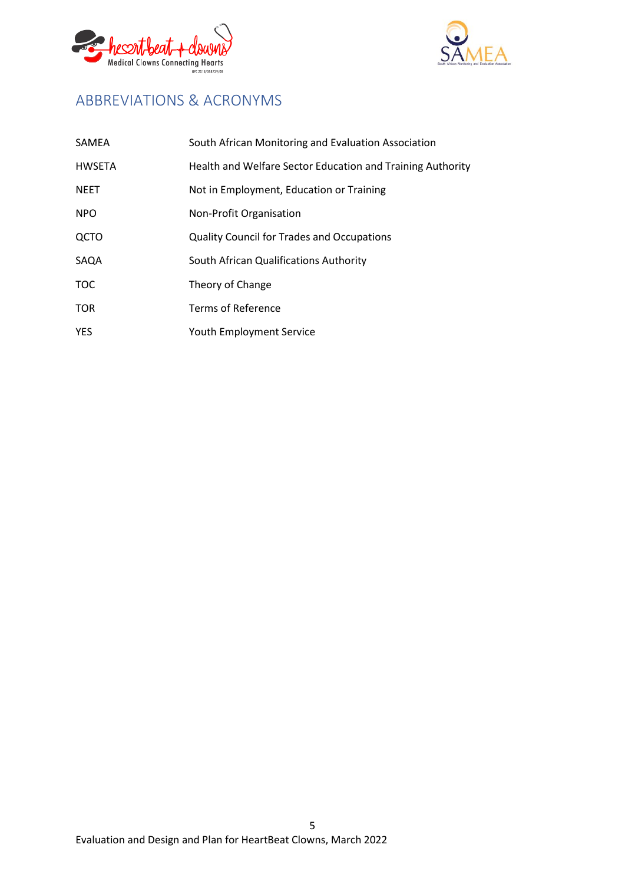## ABBREVIATIONS & ACRONYMS

| | |
|---|---|
| SAMEA | South African Monitoring and Evaluation Association |
| HWSETA | Health and Welfare Sector Education and Training Authority |
| NEET | Not in Employment, Education or Training |
| NPO | Non-Profit Organisation |
| QCTO | Quality Council for Trades and Occupations |
| SAQA | South African Qualifications Authority |
| TOC | Theory of Change |
| TOR | Terms of Reference |
| YES | Youth Employment Service |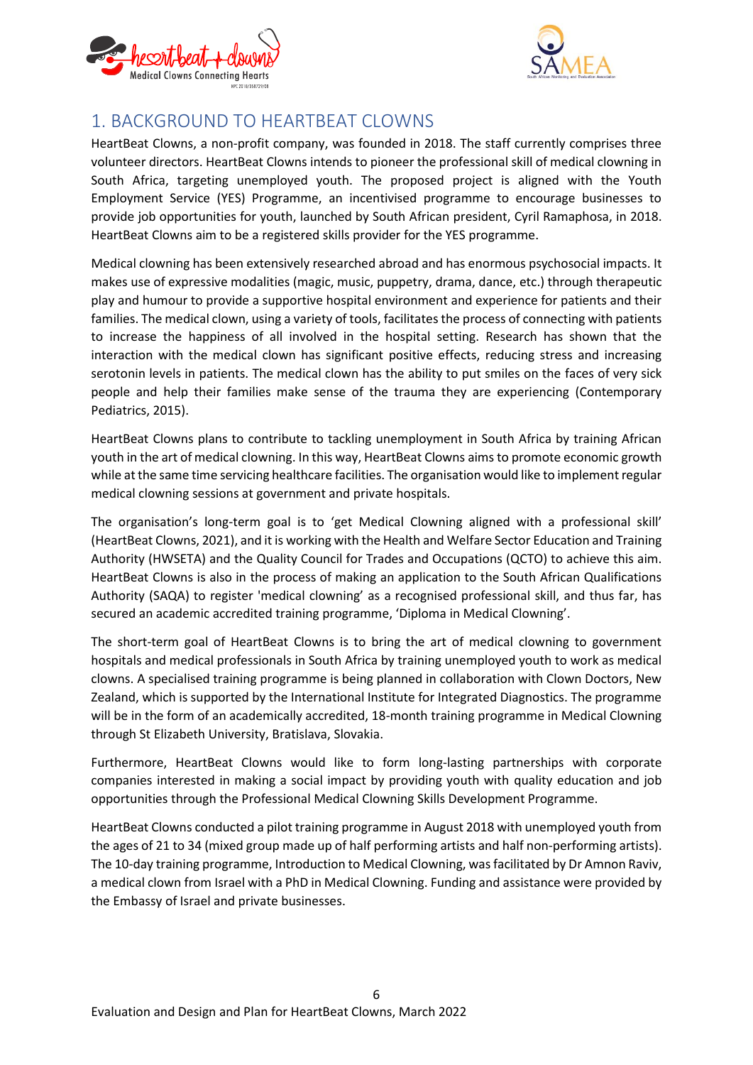# 1. BACKGROUND TO HEARTBEAT CLOWNS

HeartBeat Clowns, a non-profit company, was founded in 2018. The staff currently comprises three volunteer directors. HeartBeat Clowns intends to pioneer the professional skill of medical clowning in South Africa, targeting unemployed youth. The proposed project is aligned with the Youth Employment Service (YES) Programme, an incentivised programme to encourage businesses to provide job opportunities for youth, launched by South African president, Cyril Ramaphosa, in 2018. HeartBeat Clowns aim to be a registered skills provider for the YES programme.

Medical clowning has been extensively researched abroad and has enormous psychosocial impacts. It makes use of expressive modalities (magic, music, puppetry, drama, dance, etc.) through therapeutic play and humour to provide a supportive hospital environment and experience for patients and their families. The medical clown, using a variety of tools, facilitates the process of connecting with patients to increase the happiness of all involved in the hospital setting. Research has shown that the interaction with the medical clown has significant positive effects, reducing stress and increasing serotonin levels in patients. The medical clown has the ability to put smiles on the faces of very sick people and help their families make sense of the trauma they are experiencing (Contemporary Pediatrics, 2015).

HeartBeat Clowns plans to contribute to tackling unemployment in South Africa by training African youth in the art of medical clowning. In this way, HeartBeat Clowns aims to promote economic growth while at the same time servicing healthcare facilities. The organisation would like to implement regular medical clowning sessions at government and private hospitals.

The organisation's long-term goal is to 'get Medical Clowning aligned with a professional skill' (HeartBeat Clowns, 2021), and it is working with the Health and Welfare Sector Education and Training Authority (HWSETA) and the Quality Council for Trades and Occupations (QCTO) to achieve this aim. HeartBeat Clowns is also in the process of making an application to the South African Qualifications Authority (SAQA) to register 'medical clowning' as a recognised professional skill, and thus far, has secured an academic accredited training programme, 'Diploma in Medical Clowning'.

The short-term goal of HeartBeat Clowns is to bring the art of medical clowning to government hospitals and medical professionals in South Africa by training unemployed youth to work as medical clowns. A specialised training programme is being planned in collaboration with Clown Doctors, New Zealand, which is supported by the International Institute for Integrated Diagnostics. The programme will be in the form of an academically accredited, 18-month training programme in Medical Clowning through St Elizabeth University, Bratislava, Slovakia.

Furthermore, HeartBeat Clowns would like to form long-lasting partnerships with corporate companies interested in making a social impact by providing youth with quality education and job opportunities through the Professional Medical Clowning Skills Development Programme.

HeartBeat Clowns conducted a pilot training programme in August 2018 with unemployed youth from the ages of 21 to 34 (mixed group made up of half performing artists and half non-performing artists). The 10-day training programme, Introduction to Medical Clowning, was facilitated by Dr Amnon Raviv, a medical clown from Israel with a PhD in Medical Clowning. Funding and assistance were provided by the Embassy of Israel and private businesses.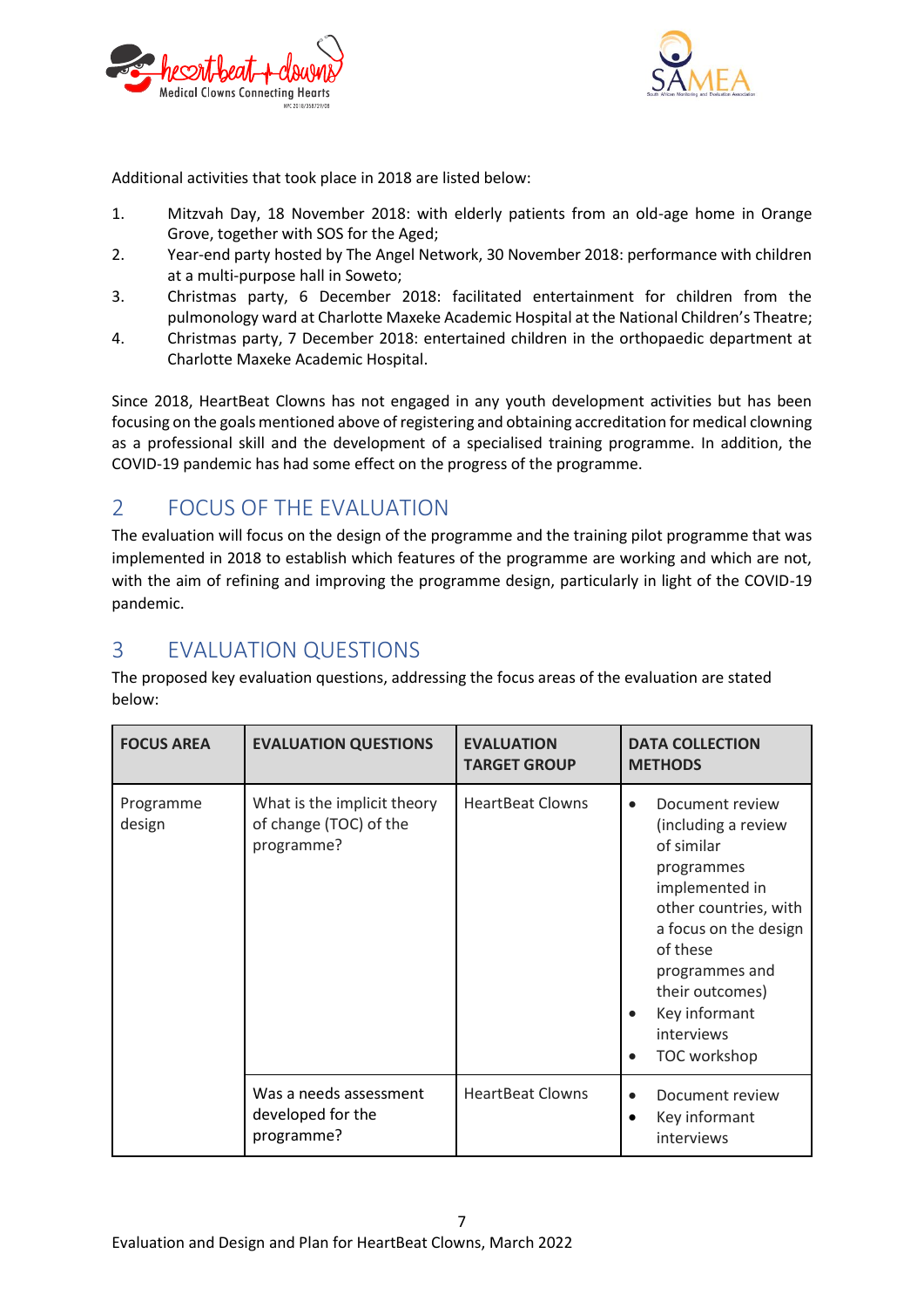Additional activities that took place in 2018 are listed below:

1. Mitzvah Day, 18 November 2018: with elderly patients from an old-age home in Orange Grove, together with SOS for the Aged;
2. Year-end party hosted by The Angel Network, 30 November 2018: performance with children at a multi-purpose hall in Soweto;
3. Christmas party, 6 December 2018: facilitated entertainment for children from the pulmonology ward at Charlotte Maxeke Academic Hospital at the National Children's Theatre;
4. Christmas party, 7 December 2018: entertained children in the orthopaedic department at Charlotte Maxeke Academic Hospital.

Since 2018, HeartBeat Clowns has not engaged in any youth development activities but has been focusing on the goals mentioned above of registering and obtaining accreditation for medical clowning as a professional skill and the development of a specialised training programme. In addition, the COVID-19 pandemic has had some effect on the progress of the programme.

## 2 FOCUS OF THE EVALUATION

The evaluation will focus on the design of the programme and the training pilot programme that was implemented in 2018 to establish which features of the programme are working and which are not, with the aim of refining and improving the programme design, particularly in light of the COVID-19 pandemic.

## 3 EVALUATION QUESTIONS

The proposed key evaluation questions, addressing the focus areas of the evaluation are stated below:

| FOCUS AREA | EVALUATION QUESTIONS | EVALUATION TARGET GROUP | DATA COLLECTION METHODS |
|---|---|---|---|
| Programme design | What is the implicit theory of change (TOC) of the programme? | HeartBeat Clowns | • Document review (including a review of similar programmes implemented in other countries, with a focus on the design of these programmes and their outcomes)<br>• Key informant interviews<br>• TOC workshop |
| | Was a needs assessment developed for the programme? | HeartBeat Clowns | • Document review<br>• Key informant interviews |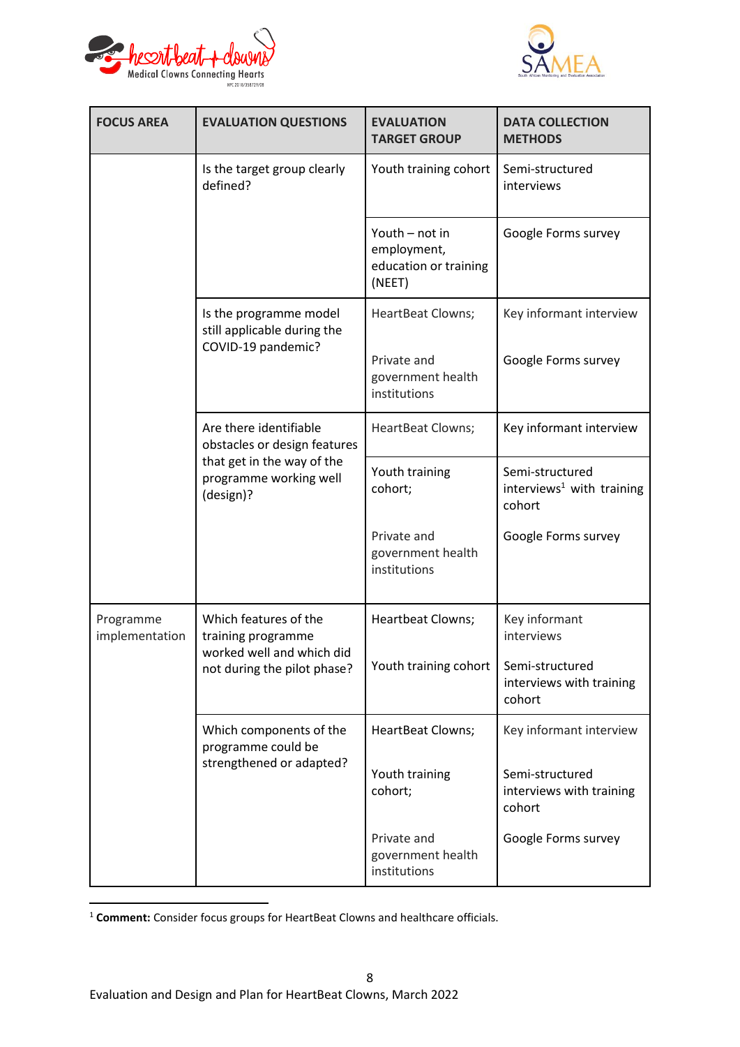| FOCUS AREA | EVALUATION QUESTIONS | EVALUATION TARGET GROUP | DATA COLLECTION METHODS |
|---|---|---|---|
| | Is the target group clearly defined? | Youth training cohort | Semi-structured interviews |
| | | Youth – not in employment, education or training (NEET) | Google Forms survey |
| | Is the programme model still applicable during the COVID-19 pandemic? | HeartBeat Clowns; | Key informant interview |
| | | Private and government health institutions | Google Forms survey |
| | Are there identifiable obstacles or design features that get in the way of the programme working well (design)? | HeartBeat Clowns; | Key informant interview |
| | | Youth training cohort; | Semi-structured interviews[1] with training cohort |
| | | Private and government health institutions | Google Forms survey |
| Programme implementation | Which features of the training programme worked well and which did not during the pilot phase? | Heartbeat Clowns; | Key informant interviews |
| | | Youth training cohort | Semi-structured interviews with training cohort |
| | Which components of the programme could be strengthened or adapted? | HeartBeat Clowns; | Key informant interview |
| | | Youth training cohort; | Semi-structured interviews with training cohort |
| | | Private and government health institutions | Google Forms survey |

[1] **Comment:** Consider focus groups for HeartBeat Clowns and healthcare officials.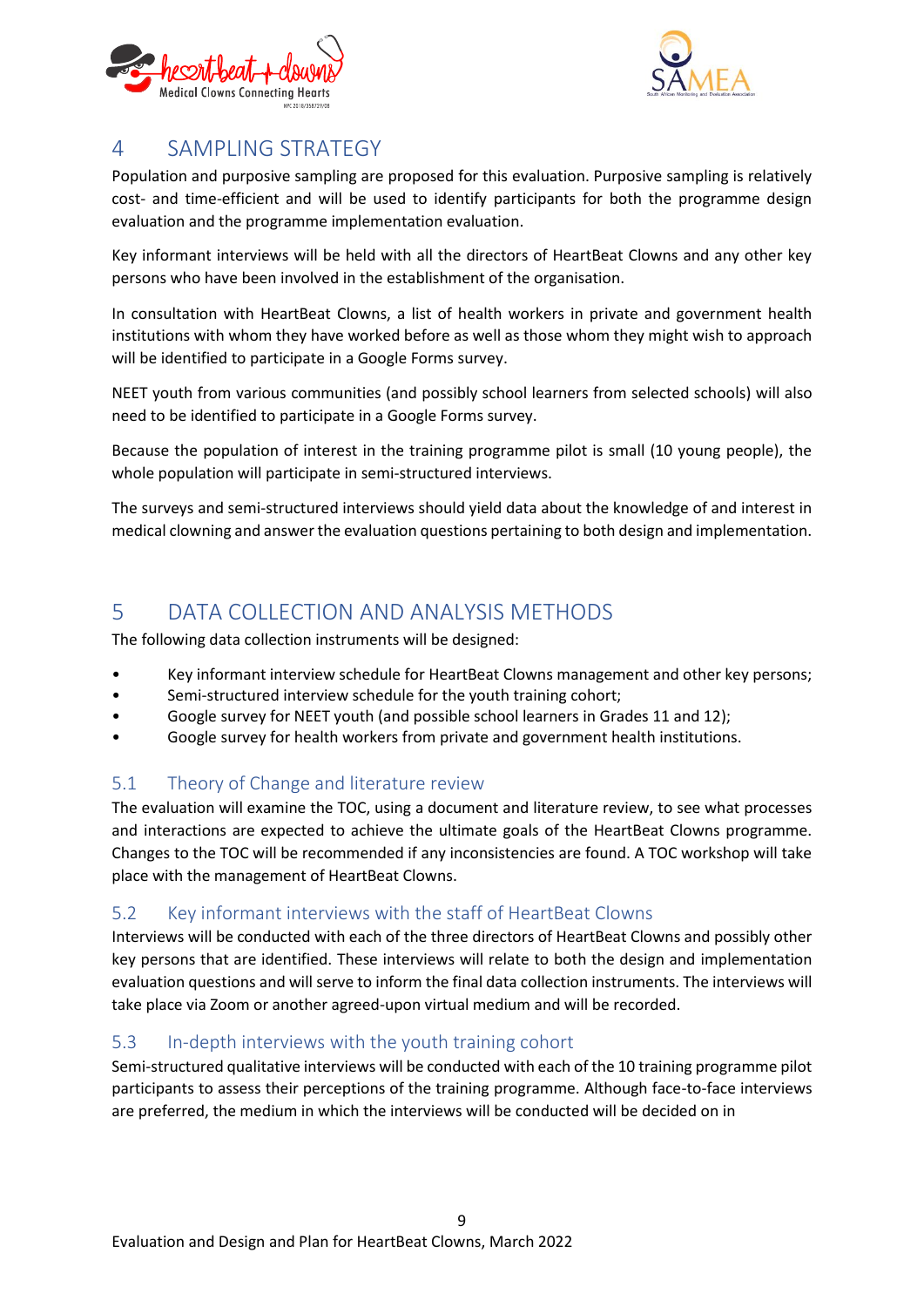# 4 SAMPLING STRATEGY

Population and purposive sampling are proposed for this evaluation. Purposive sampling is relatively cost- and time-efficient and will be used to identify participants for both the programme design evaluation and the programme implementation evaluation.

Key informant interviews will be held with all the directors of HeartBeat Clowns and any other key persons who have been involved in the establishment of the organisation.

In consultation with HeartBeat Clowns, a list of health workers in private and government health institutions with whom they have worked before as well as those whom they might wish to approach will be identified to participate in a Google Forms survey.

NEET youth from various communities (and possibly school learners from selected schools) will also need to be identified to participate in a Google Forms survey.

Because the population of interest in the training programme pilot is small (10 young people), the whole population will participate in semi-structured interviews.

The surveys and semi-structured interviews should yield data about the knowledge of and interest in medical clowning and answer the evaluation questions pertaining to both design and implementation.

# 5 DATA COLLECTION AND ANALYSIS METHODS

The following data collection instruments will be designed:

- Key informant interview schedule for HeartBeat Clowns management and other key persons;
- Semi-structured interview schedule for the youth training cohort;
- Google survey for NEET youth (and possible school learners in Grades 11 and 12);
- Google survey for health workers from private and government health institutions.

## 5.1 Theory of Change and literature review

The evaluation will examine the TOC, using a document and literature review, to see what processes and interactions are expected to achieve the ultimate goals of the HeartBeat Clowns programme. Changes to the TOC will be recommended if any inconsistencies are found. A TOC workshop will take place with the management of HeartBeat Clowns.

## 5.2 Key informant interviews with the staff of HeartBeat Clowns

Interviews will be conducted with each of the three directors of HeartBeat Clowns and possibly other key persons that are identified. These interviews will relate to both the design and implementation evaluation questions and will serve to inform the final data collection instruments. The interviews will take place via Zoom or another agreed-upon virtual medium and will be recorded.

## 5.3 In-depth interviews with the youth training cohort

Semi-structured qualitative interviews will be conducted with each of the 10 training programme pilot participants to assess their perceptions of the training programme. Although face-to-face interviews are preferred, the medium in which the interviews will be conducted will be decided on in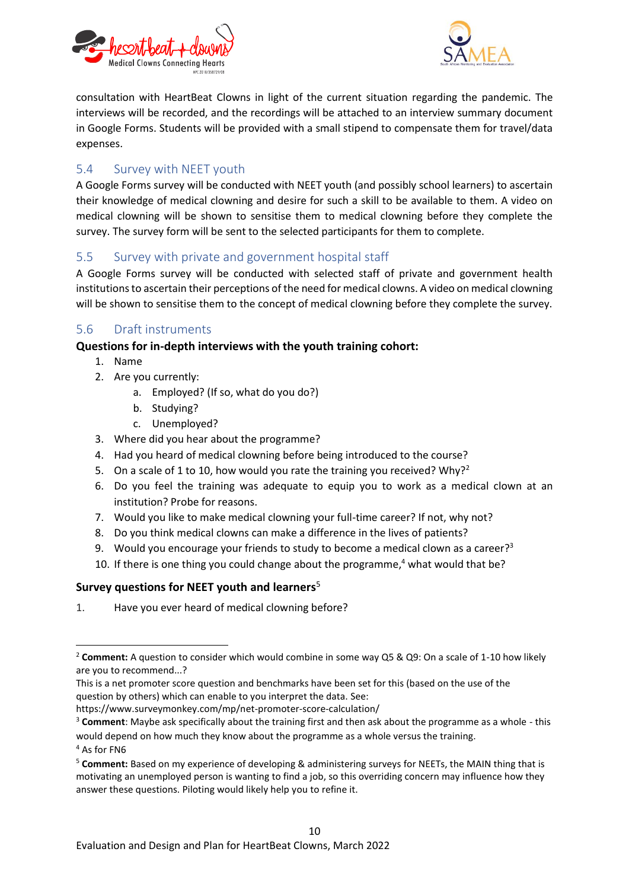consultation with HeartBeat Clowns in light of the current situation regarding the pandemic. The interviews will be recorded, and the recordings will be attached to an interview summary document in Google Forms. Students will be provided with a small stipend to compensate them for travel/data expenses.

## 5.4 Survey with NEET youth

A Google Forms survey will be conducted with NEET youth (and possibly school learners) to ascertain their knowledge of medical clowning and desire for such a skill to be available to them. A video on medical clowning will be shown to sensitise them to medical clowning before they complete the survey. The survey form will be sent to the selected participants for them to complete.

## 5.5 Survey with private and government hospital staff

A Google Forms survey will be conducted with selected staff of private and government health institutions to ascertain their perceptions of the need for medical clowns. A video on medical clowning will be shown to sensitise them to the concept of medical clowning before they complete the survey.

## 5.6 Draft instruments

**Questions for in-depth interviews with the youth training cohort:**

1. Name
2. Are you currently:
   a. Employed? (If so, what do you do?)
   b. Studying?
   c. Unemployed?
3. Where did you hear about the programme?
4. Had you heard of medical clowning before being introduced to the course?
5. On a scale of 1 to 10, how would you rate the training you received? Why?[2]
6. Do you feel the training was adequate to equip you to work as a medical clown at an institution? Probe for reasons.
7. Would you like to make medical clowning your full-time career? If not, why not?
8. Do you think medical clowns can make a difference in the lives of patients?
9. Would you encourage your friends to study to become a medical clown as a career?[3]
10. If there is one thing you could change about the programme,[4] what would that be?

**Survey questions for NEET youth and learners**[5]

1. Have you ever heard of medical clowning before?

---

[2] **Comment:** A question to consider which would combine in some way Q5 & Q9: On a scale of 1-10 how likely are you to recommend...?
This is a net promoter score question and benchmarks have been set for this (based on the use of the question by others) which can enable to you interpret the data. See:
https://www.surveymonkey.com/mp/net-promoter-score-calculation/

[3] **Comment**: Maybe ask specifically about the training first and then ask about the programme as a whole - this would depend on how much they know about the programme as a whole versus the training.

[4] As for FN6

[5] **Comment:** Based on my experience of developing & administering surveys for NEETs, the MAIN thing that is motivating an unemployed person is wanting to find a job, so this overriding concern may influence how they answer these questions. Piloting would likely help you to refine it.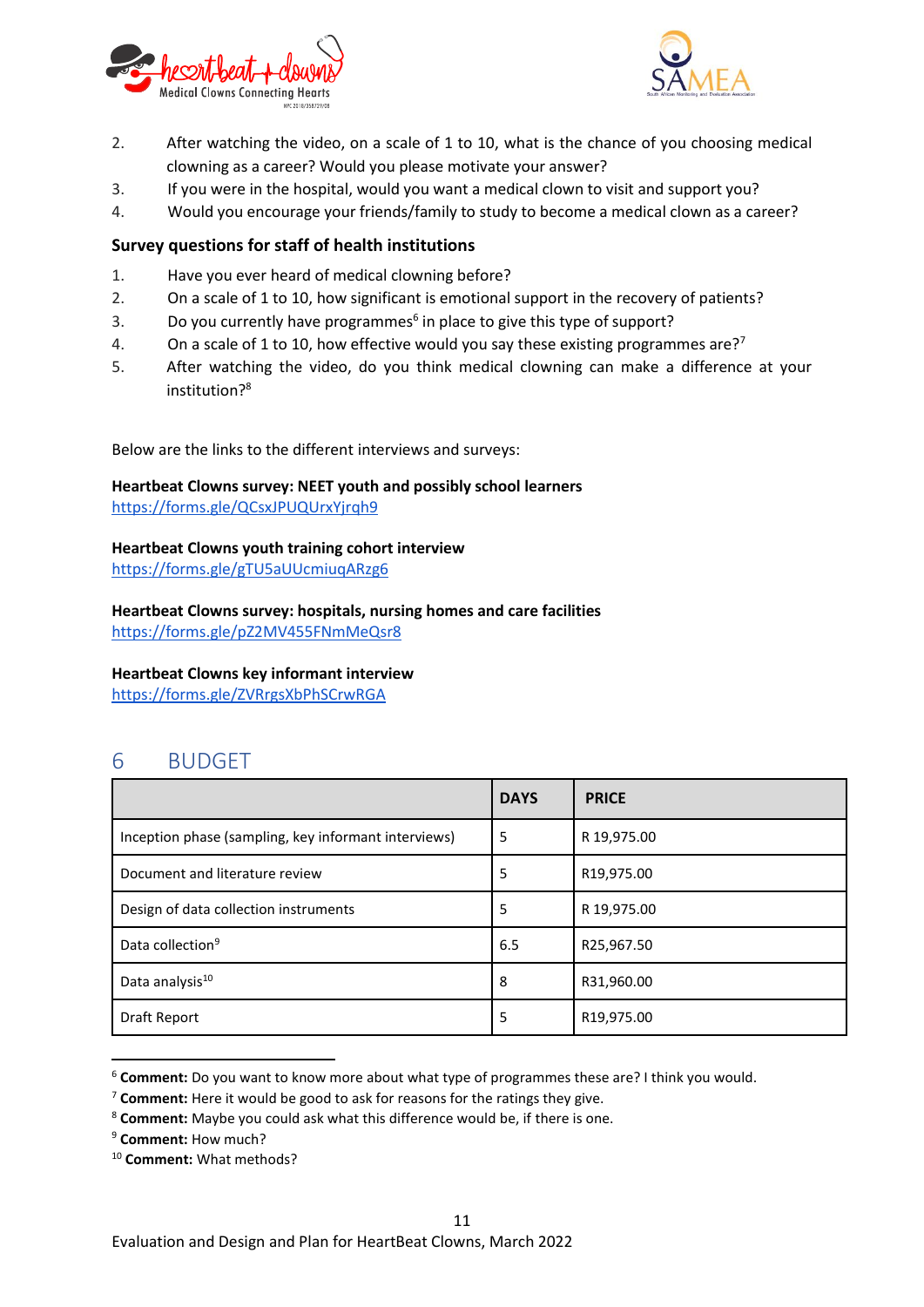2. After watching the video, on a scale of 1 to 10, what is the chance of you choosing medical clowning as a career? Would you please motivate your answer?
3. If you were in the hospital, would you want a medical clown to visit and support you?
4. Would you encourage your friends/family to study to become a medical clown as a career?

**Survey questions for staff of health institutions**

1. Have you ever heard of medical clowning before?
2. On a scale of 1 to 10, how significant is emotional support in the recovery of patients?
3. Do you currently have programmes[6] in place to give this type of support?
4. On a scale of 1 to 10, how effective would you say these existing programmes are?[7]
5. After watching the video, do you think medical clowning can make a difference at your institution?[8]

Below are the links to the different interviews and surveys:

**Heartbeat Clowns survey: NEET youth and possibly school learners**
https://forms.gle/QCsxJPUQUrxYjrqh9

**Heartbeat Clowns youth training cohort interview**
https://forms.gle/gTU5aUUcmiuqARzg6

**Heartbeat Clowns survey: hospitals, nursing homes and care facilities**
https://forms.gle/pZ2MV455FNmMeQsr8

**Heartbeat Clowns key informant interview**
https://forms.gle/ZVRrgsXbPhSCrwRGA

# 6 BUDGET

| | DAYS | PRICE |
|---|---|---|
| Inception phase (sampling, key informant interviews) | 5 | R 19,975.00 |
| Document and literature review | 5 | R19,975.00 |
| Design of data collection instruments | 5 | R 19,975.00 |
| Data collection[9] | 6.5 | R25,967.50 |
| Data analysis[10] | 8 | R31,960.00 |
| Draft Report | 5 | R19,975.00 |

[6] **Comment:** Do you want to know more about what type of programmes these are? I think you would.
[7] **Comment:** Here it would be good to ask for reasons for the ratings they give.
[8] **Comment:** Maybe you could ask what this difference would be, if there is one.
[9] **Comment:** How much?
[10] **Comment:** What methods?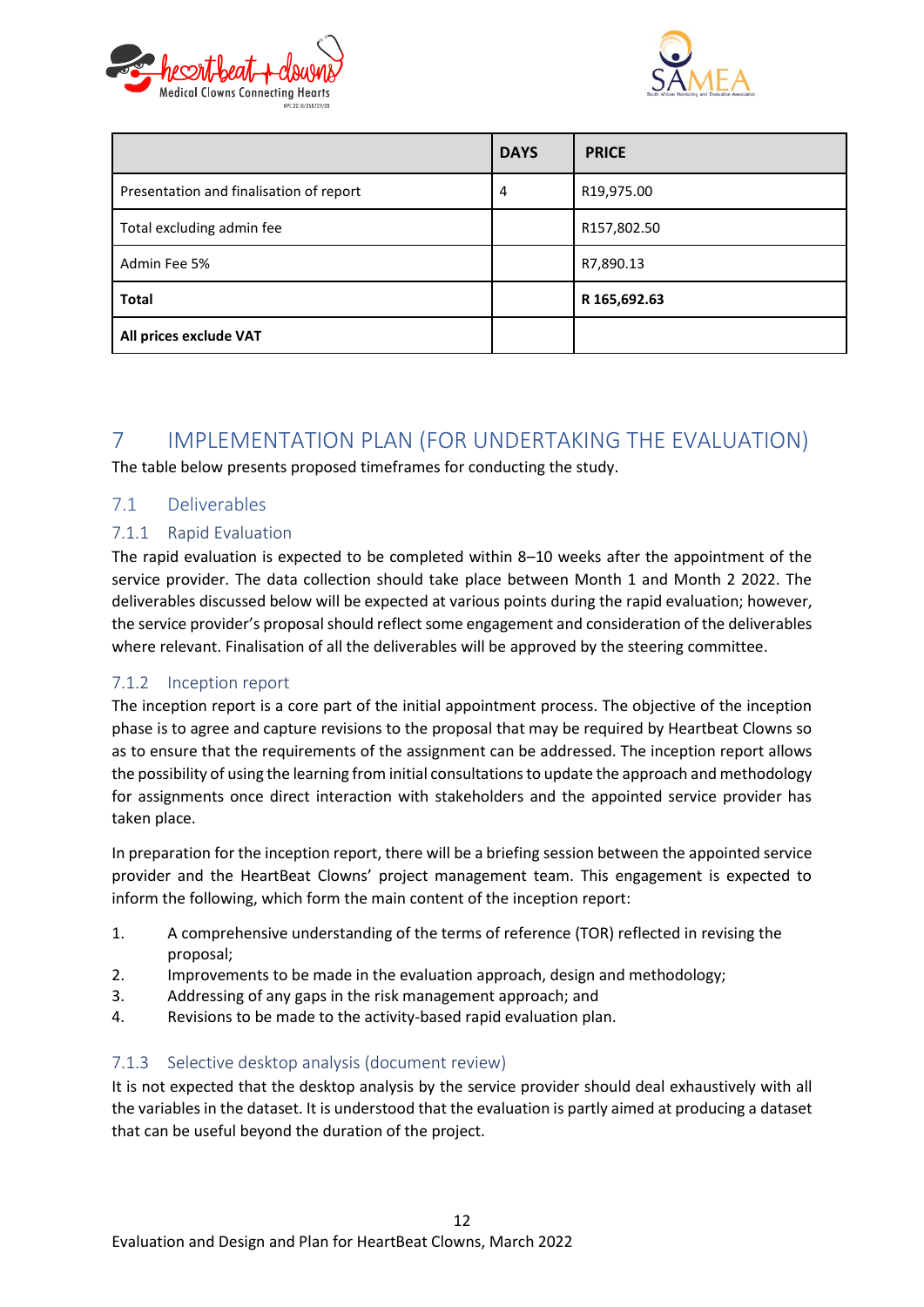|  | DAYS | PRICE |
|---|---|---|
| Presentation and finalisation of report | 4 | R19,975.00 |
| Total excluding admin fee |  | R157,802.50 |
| Admin Fee 5% |  | R7,890.13 |
| **Total** |  | **R 165,692.63** |
| **All prices exclude VAT** |  |  |

# 7 IMPLEMENTATION PLAN (FOR UNDERTAKING THE EVALUATION)

The table below presents proposed timeframes for conducting the study.

## 7.1 Deliverables

### 7.1.1 Rapid Evaluation

The rapid evaluation is expected to be completed within 8–10 weeks after the appointment of the service provider. The data collection should take place between Month 1 and Month 2 2022. The deliverables discussed below will be expected at various points during the rapid evaluation; however, the service provider's proposal should reflect some engagement and consideration of the deliverables where relevant. Finalisation of all the deliverables will be approved by the steering committee.

### 7.1.2 Inception report

The inception report is a core part of the initial appointment process. The objective of the inception phase is to agree and capture revisions to the proposal that may be required by Heartbeat Clowns so as to ensure that the requirements of the assignment can be addressed. The inception report allows the possibility of using the learning from initial consultations to update the approach and methodology for assignments once direct interaction with stakeholders and the appointed service provider has taken place.

In preparation for the inception report, there will be a briefing session between the appointed service provider and the HeartBeat Clowns' project management team. This engagement is expected to inform the following, which form the main content of the inception report:

1. A comprehensive understanding of the terms of reference (TOR) reflected in revising the proposal;
2. Improvements to be made in the evaluation approach, design and methodology;
3. Addressing of any gaps in the risk management approach; and
4. Revisions to be made to the activity-based rapid evaluation plan.

### 7.1.3 Selective desktop analysis (document review)

It is not expected that the desktop analysis by the service provider should deal exhaustively with all the variables in the dataset. It is understood that the evaluation is partly aimed at producing a dataset that can be useful beyond the duration of the project.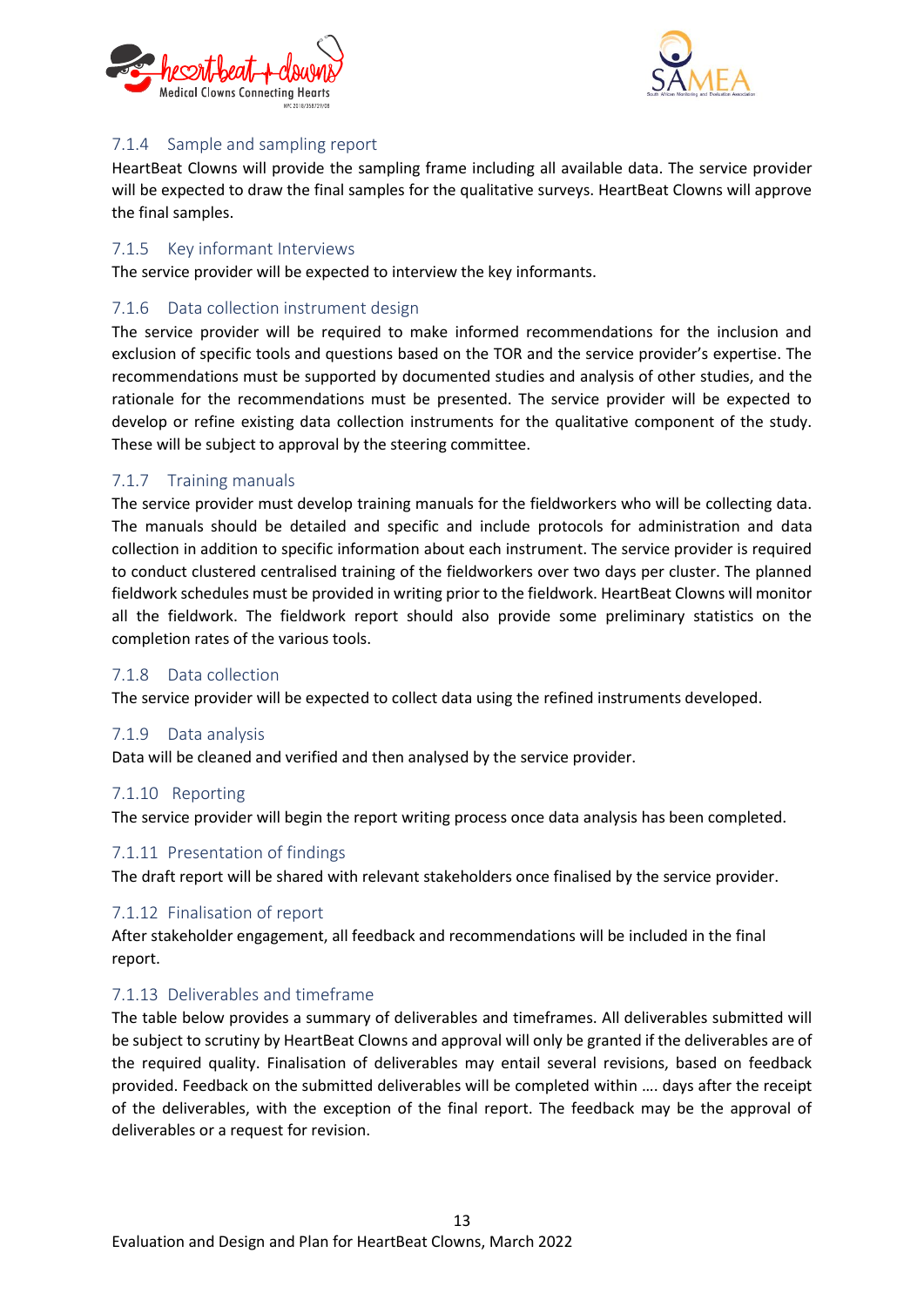### 7.1.4 Sample and sampling report

HeartBeat Clowns will provide the sampling frame including all available data. The service provider will be expected to draw the final samples for the qualitative surveys. HeartBeat Clowns will approve the final samples.

### 7.1.5 Key informant Interviews

The service provider will be expected to interview the key informants.

### 7.1.6 Data collection instrument design

The service provider will be required to make informed recommendations for the inclusion and exclusion of specific tools and questions based on the TOR and the service provider's expertise. The recommendations must be supported by documented studies and analysis of other studies, and the rationale for the recommendations must be presented. The service provider will be expected to develop or refine existing data collection instruments for the qualitative component of the study. These will be subject to approval by the steering committee.

### 7.1.7 Training manuals

The service provider must develop training manuals for the fieldworkers who will be collecting data. The manuals should be detailed and specific and include protocols for administration and data collection in addition to specific information about each instrument. The service provider is required to conduct clustered centralised training of the fieldworkers over two days per cluster. The planned fieldwork schedules must be provided in writing prior to the fieldwork. HeartBeat Clowns will monitor all the fieldwork. The fieldwork report should also provide some preliminary statistics on the completion rates of the various tools.

### 7.1.8 Data collection

The service provider will be expected to collect data using the refined instruments developed.

### 7.1.9 Data analysis

Data will be cleaned and verified and then analysed by the service provider.

### 7.1.10 Reporting

The service provider will begin the report writing process once data analysis has been completed.

### 7.1.11 Presentation of findings

The draft report will be shared with relevant stakeholders once finalised by the service provider.

### 7.1.12 Finalisation of report

After stakeholder engagement, all feedback and recommendations will be included in the final report.

### 7.1.13 Deliverables and timeframe

The table below provides a summary of deliverables and timeframes. All deliverables submitted will be subject to scrutiny by HeartBeat Clowns and approval will only be granted if the deliverables are of the required quality. Finalisation of deliverables may entail several revisions, based on feedback provided. Feedback on the submitted deliverables will be completed within …. days after the receipt of the deliverables, with the exception of the final report. The feedback may be the approval of deliverables or a request for revision.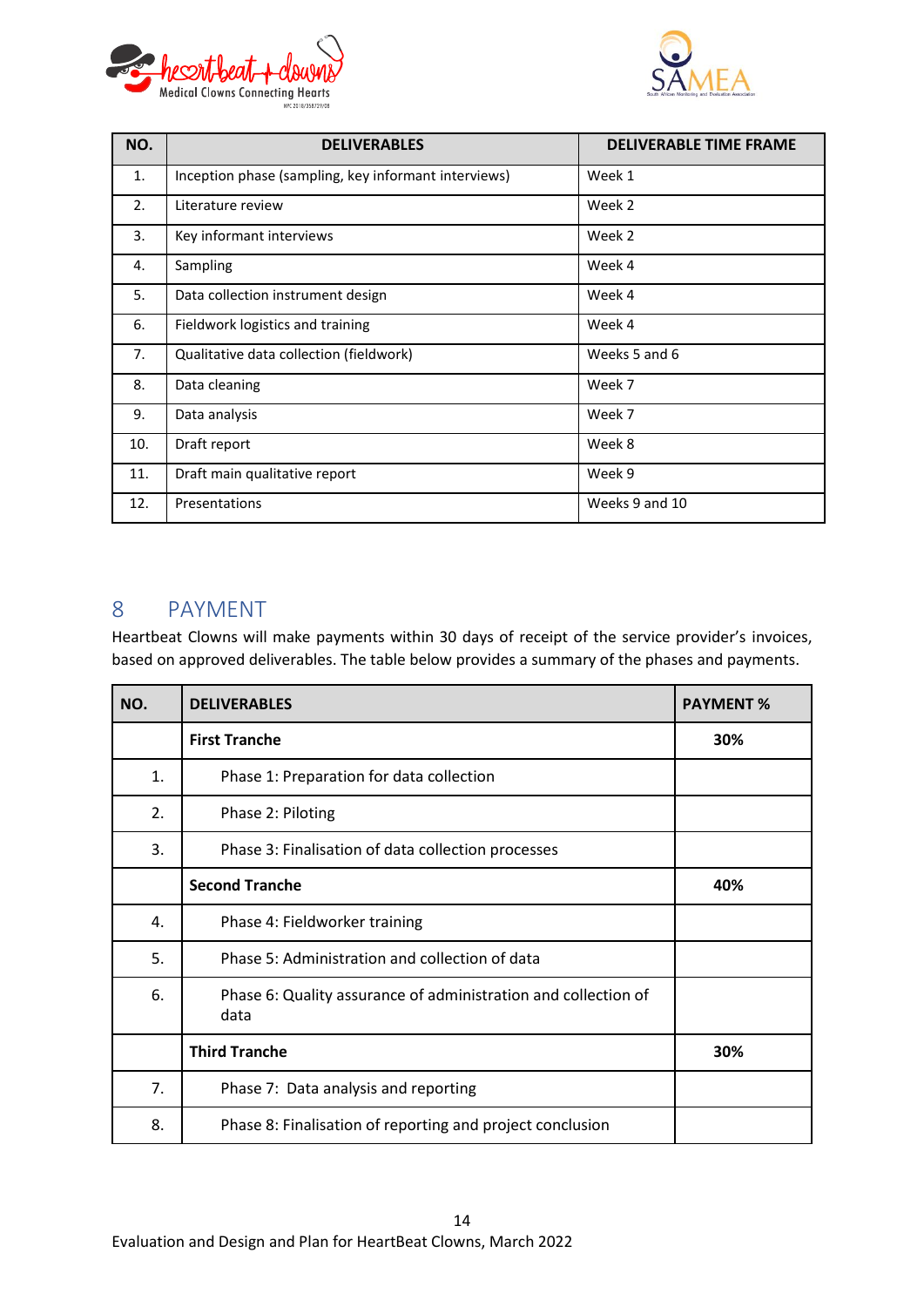| NO. | DELIVERABLES | DELIVERABLE TIME FRAME |
|---|---|---|
| 1. | Inception phase (sampling, key informant interviews) | Week 1 |
| 2. | Literature review | Week 2 |
| 3. | Key informant interviews | Week 2 |
| 4. | Sampling | Week 4 |
| 5. | Data collection instrument design | Week 4 |
| 6. | Fieldwork logistics and training | Week 4 |
| 7. | Qualitative data collection (fieldwork) | Weeks 5 and 6 |
| 8. | Data cleaning | Week 7 |
| 9. | Data analysis | Week 7 |
| 10. | Draft report | Week 8 |
| 11. | Draft main qualitative report | Week 9 |
| 12. | Presentations | Weeks 9 and 10 |

## 8 PAYMENT

Heartbeat Clowns will make payments within 30 days of receipt of the service provider's invoices, based on approved deliverables. The table below provides a summary of the phases and payments.

| NO. | DELIVERABLES | PAYMENT % |
|---|---|---|
| | **First Tranche** | **30%** |
| 1. | Phase 1: Preparation for data collection | |
| 2. | Phase 2: Piloting | |
| 3. | Phase 3: Finalisation of data collection processes | |
| | **Second Tranche** | **40%** |
| 4. | Phase 4: Fieldworker training | |
| 5. | Phase 5: Administration and collection of data | |
| 6. | Phase 6: Quality assurance of administration and collection of data | |
| | **Third Tranche** | **30%** |
| 7. | Phase 7: Data analysis and reporting | |
| 8. | Phase 8: Finalisation of reporting and project conclusion | |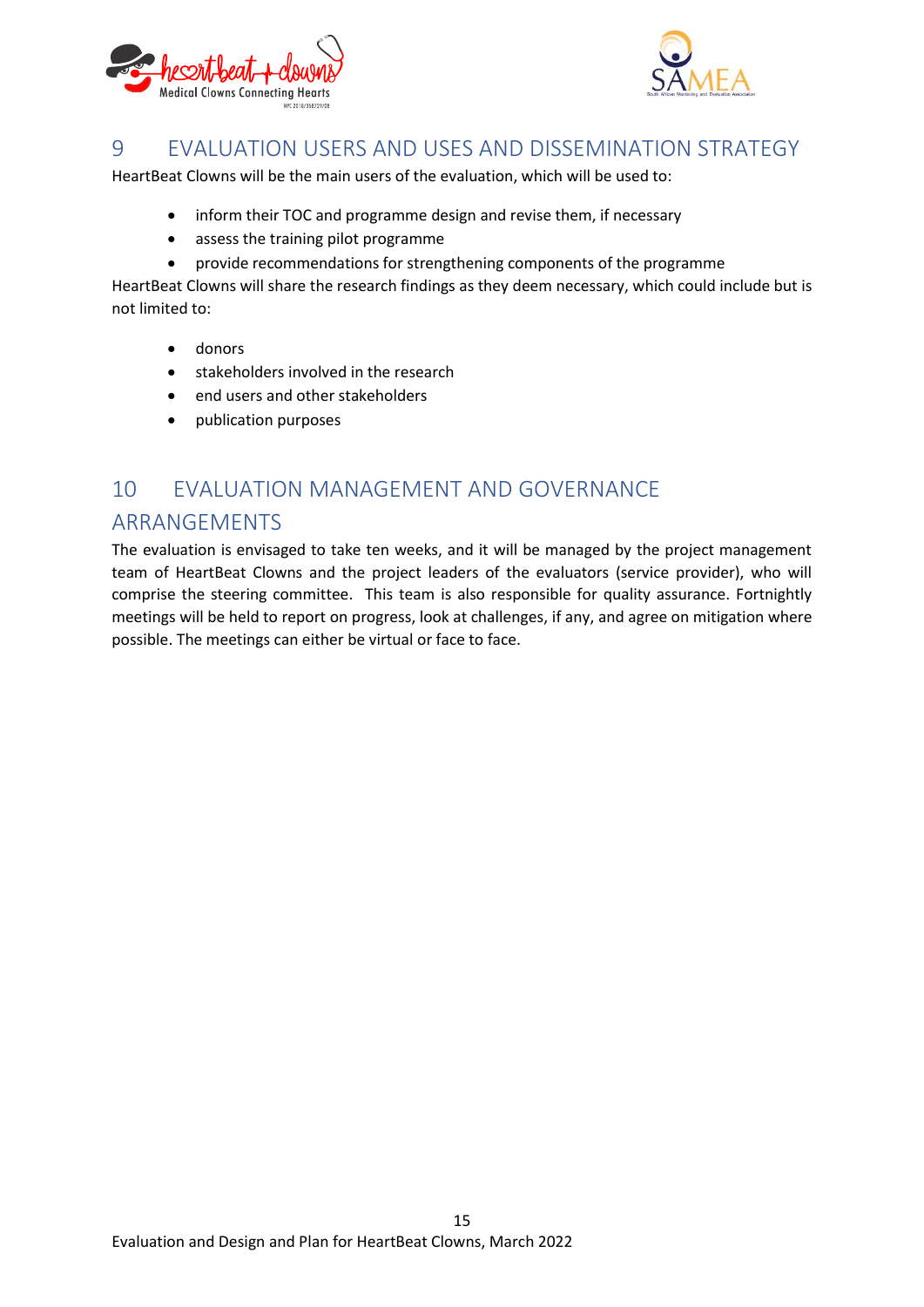# 9 EVALUATION USERS AND USES AND DISSEMINATION STRATEGY

HeartBeat Clowns will be the main users of the evaluation, which will be used to:

- inform their TOC and programme design and revise them, if necessary
- assess the training pilot programme
- provide recommendations for strengthening components of the programme

HeartBeat Clowns will share the research findings as they deem necessary, which could include but is not limited to:

- donors
- stakeholders involved in the research
- end users and other stakeholders
- publication purposes

# 10 EVALUATION MANAGEMENT AND GOVERNANCE ARRANGEMENTS

The evaluation is envisaged to take ten weeks, and it will be managed by the project management team of HeartBeat Clowns and the project leaders of the evaluators (service provider), who will comprise the steering committee. This team is also responsible for quality assurance. Fortnightly meetings will be held to report on progress, look at challenges, if any, and agree on mitigation where possible. The meetings can either be virtual or face to face.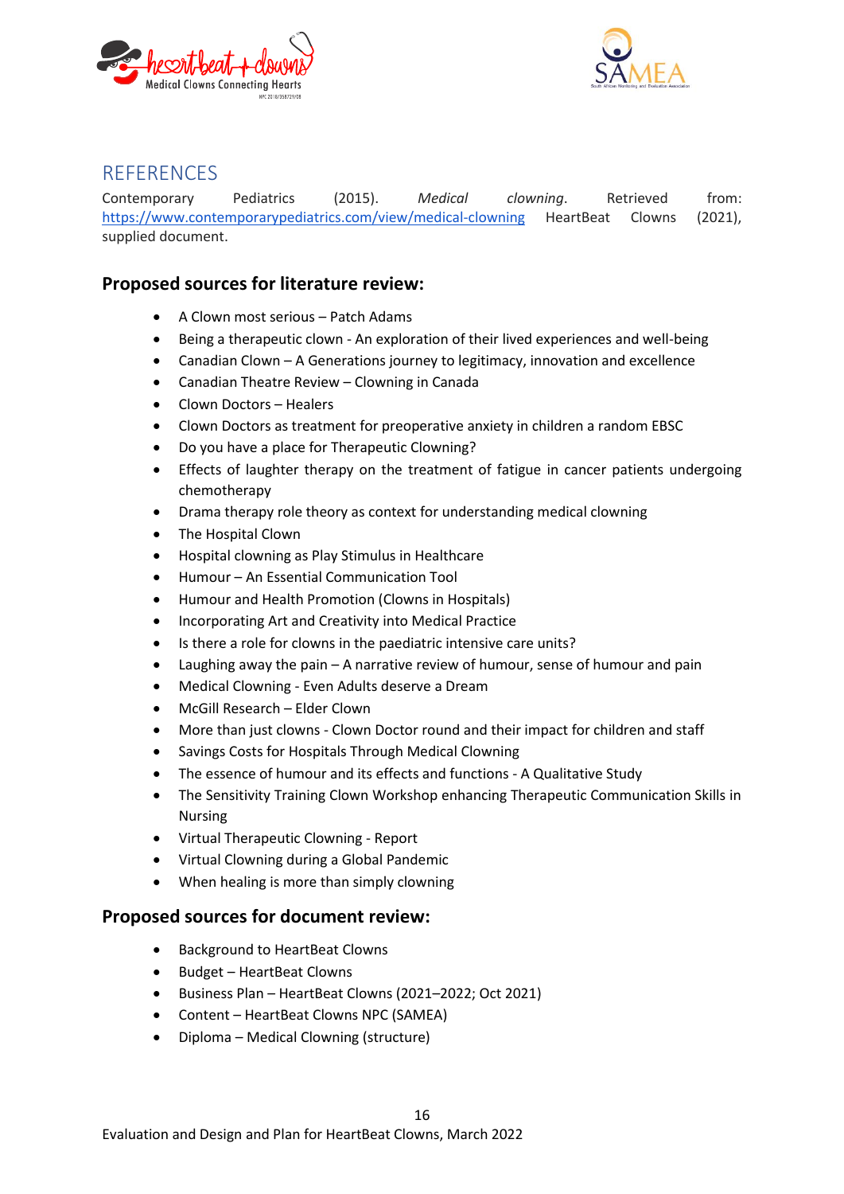# REFERENCES

Contemporary Pediatrics (2015). *Medical clowning*. Retrieved from: https://www.contemporarypediatrics.com/view/medical-clowning HeartBeat Clowns (2021), supplied document.

## Proposed sources for literature review:

- A Clown most serious – Patch Adams
- Being a therapeutic clown - An exploration of their lived experiences and well-being
- Canadian Clown – A Generations journey to legitimacy, innovation and excellence
- Canadian Theatre Review – Clowning in Canada
- Clown Doctors – Healers
- Clown Doctors as treatment for preoperative anxiety in children a random EBSC
- Do you have a place for Therapeutic Clowning?
- Effects of laughter therapy on the treatment of fatigue in cancer patients undergoing chemotherapy
- Drama therapy role theory as context for understanding medical clowning
- The Hospital Clown
- Hospital clowning as Play Stimulus in Healthcare
- Humour – An Essential Communication Tool
- Humour and Health Promotion (Clowns in Hospitals)
- Incorporating Art and Creativity into Medical Practice
- Is there a role for clowns in the paediatric intensive care units?
- Laughing away the pain – A narrative review of humour, sense of humour and pain
- Medical Clowning - Even Adults deserve a Dream
- McGill Research – Elder Clown
- More than just clowns - Clown Doctor round and their impact for children and staff
- Savings Costs for Hospitals Through Medical Clowning
- The essence of humour and its effects and functions - A Qualitative Study
- The Sensitivity Training Clown Workshop enhancing Therapeutic Communication Skills in Nursing
- Virtual Therapeutic Clowning - Report
- Virtual Clowning during a Global Pandemic
- When healing is more than simply clowning

## Proposed sources for document review:

- Background to HeartBeat Clowns
- Budget – HeartBeat Clowns
- Business Plan – HeartBeat Clowns (2021–2022; Oct 2021)
- Content – HeartBeat Clowns NPC (SAMEA)
- Diploma – Medical Clowning (structure)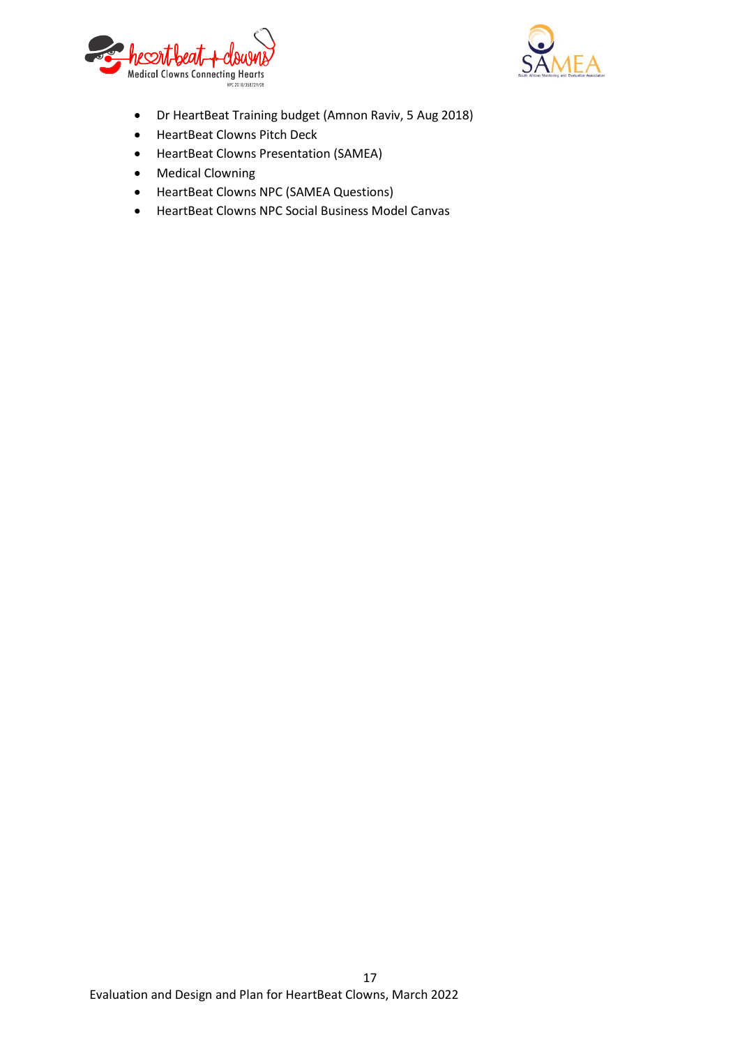- Dr HeartBeat Training budget (Amnon Raviv, 5 Aug 2018)
- HeartBeat Clowns Pitch Deck
- HeartBeat Clowns Presentation (SAMEA)
- Medical Clowning
- HeartBeat Clowns NPC (SAMEA Questions)
- HeartBeat Clowns NPC Social Business Model Canvas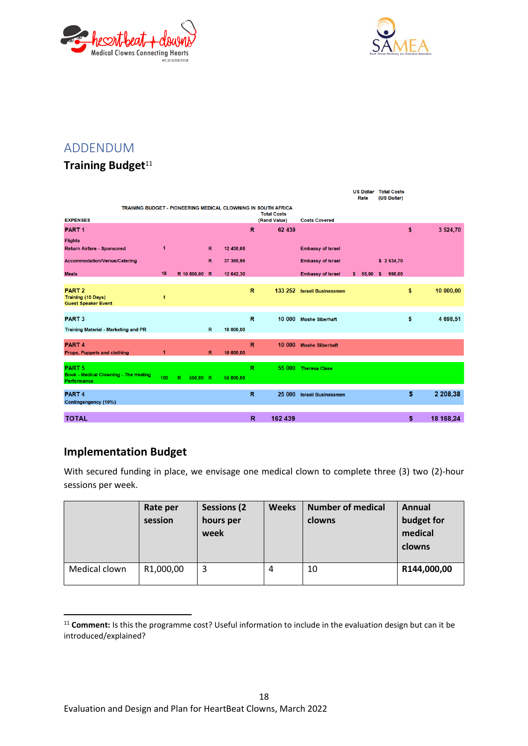## ADDENDUM

### Training Budget[11]

TRAINING BUDGET - PIONEERING MEDICAL CLOWNING IN SOUTH AFRICA

| EXPENSES | | | | | | Total Costs (Rand Value) | Costs Covered | US Dollar Rate | Total Costs (US Dollar) | |
|---|---|---|---|---|---|---|---|---|---|---|
| PART 1 | | | | | R | 62 439 | | | $ | 3 524,70 |
| Flights | | | | | | | | | | |
| Return Airfare - Sponsored | 1 | | R | 12 430,68 | | | Embassy of Israel | | | |
| Accommodation/Venue/Catering | | | R | 37 365,96 | | | Embassy of Israel | | $ 2 534,70 | |
| Meals | 18 | R 10 800,00 | R | 12 642,30 | | | Embassy of Israel | $ 55,00 | $ 990,00 | |
| PART 2 Training (10 Days) Guest Speaker Event | 1 | | | | R | 133 252 | Israeli Businessmen | | $ | 10 000,00 |
| PART 3 | | | | | R | 10 000 | Moshe Siberhaft | | $ | 4 698,51 |
| Training Material - Marketing and PR | | | R | 10 000,00 | | | | | | |
| PART 4 Props, Puppets and clothing | 1 | | R | 10 000,00 | R | 10 000 | Moshe Silberhaft | | | |
| PART 5 Book - Medical Clowning - The Healing Performance | 100 | R 550,00 | R | 55 000,00 | R | 55 000 | Theresa Clase | | | |
| PART 4 Contingengency (10%) | | | | | R | 25 000 | Israeli Businessmen | | $ | 2 208,38 |
| TOTAL | | | | | R | 162 439 | | | $ | 18 168,24 |

### Implementation Budget

With secured funding in place, we envisage one medical clown to complete three (3) two (2)-hour sessions per week.

| | Rate per session | Sessions (2 hours per week | Weeks | Number of medical clowns | Annual budget for medical clowns |
|---|---|---|---|---|---|
| Medical clown | R1,000,00 | 3 | 4 | 10 | **R144,000,00** |

[11] **Comment:** Is this the programme cost? Useful information to include in the evaluation design but can it be introduced/explained?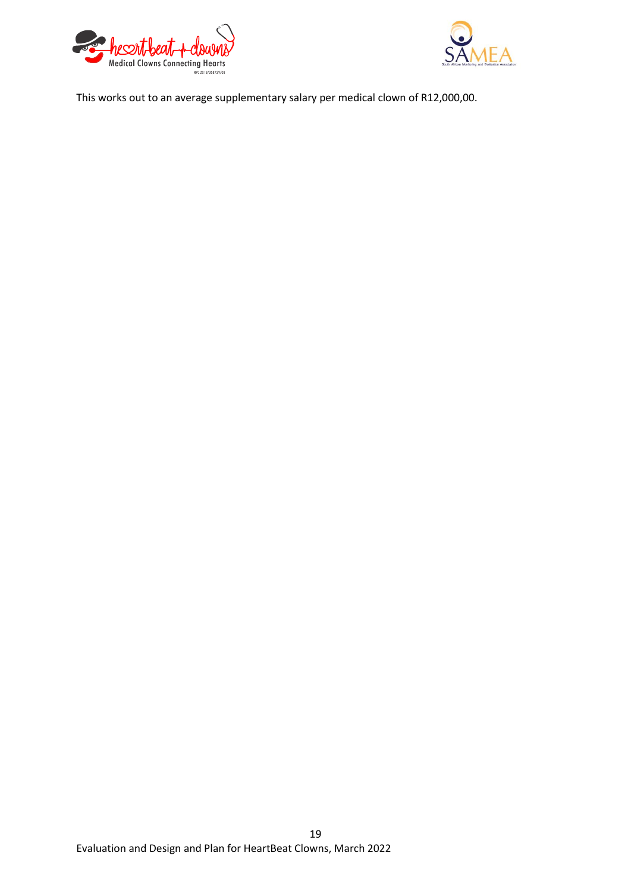This works out to an average supplementary salary per medical clown of R12,000,00.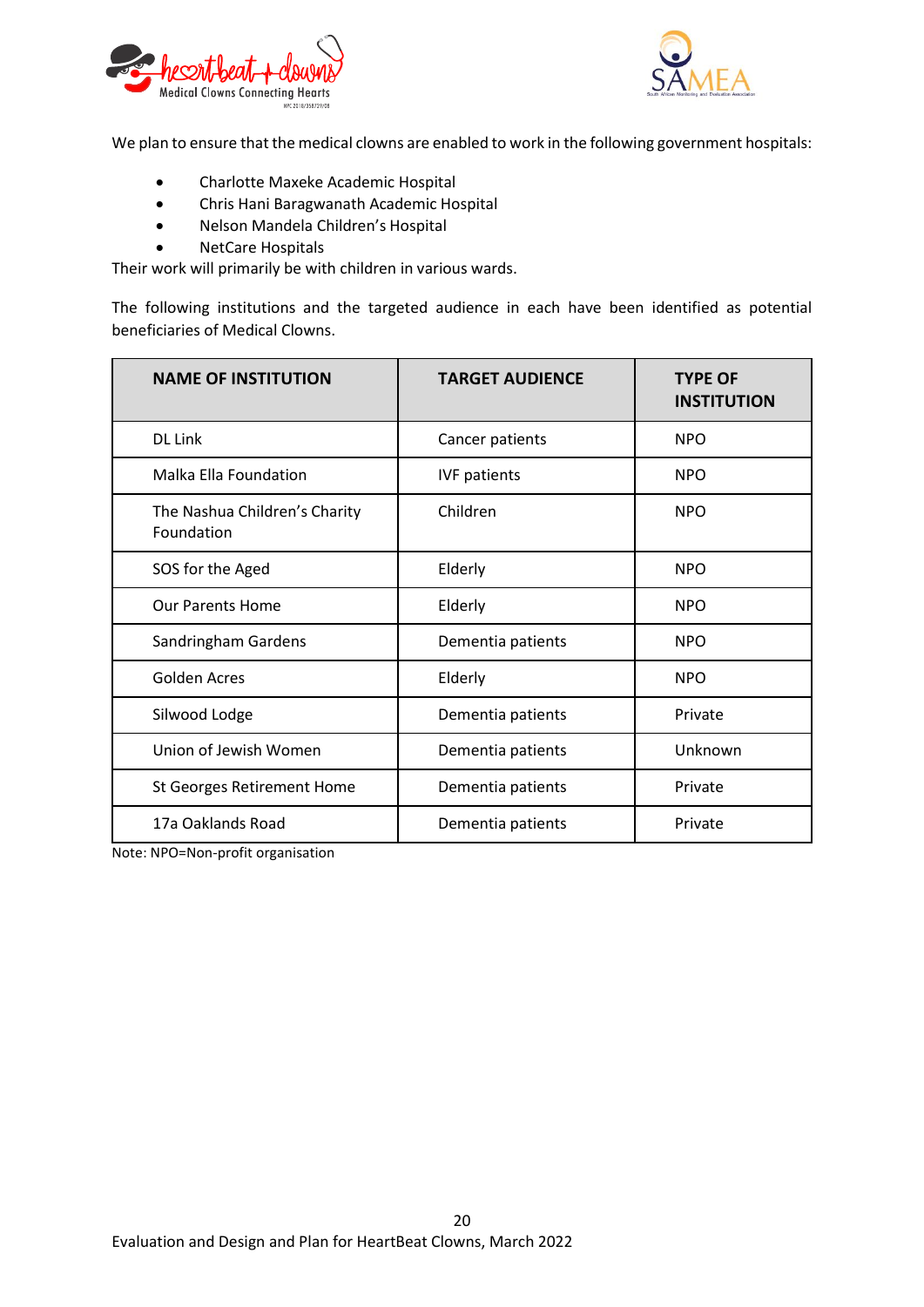We plan to ensure that the medical clowns are enabled to work in the following government hospitals:

- Charlotte Maxeke Academic Hospital
- Chris Hani Baragwanath Academic Hospital
- Nelson Mandela Children's Hospital
- NetCare Hospitals

Their work will primarily be with children in various wards.

The following institutions and the targeted audience in each have been identified as potential beneficiaries of Medical Clowns.

| NAME OF INSTITUTION | TARGET AUDIENCE | TYPE OF INSTITUTION |
|---|---|---|
| DL Link | Cancer patients | NPO |
| Malka Ella Foundation | IVF patients | NPO |
| The Nashua Children's Charity Foundation | Children | NPO |
| SOS for the Aged | Elderly | NPO |
| Our Parents Home | Elderly | NPO |
| Sandringham Gardens | Dementia patients | NPO |
| Golden Acres | Elderly | NPO |
| Silwood Lodge | Dementia patients | Private |
| Union of Jewish Women | Dementia patients | Unknown |
| St Georges Retirement Home | Dementia patients | Private |
| 17a Oaklands Road | Dementia patients | Private |

Note: NPO=Non-profit organisation